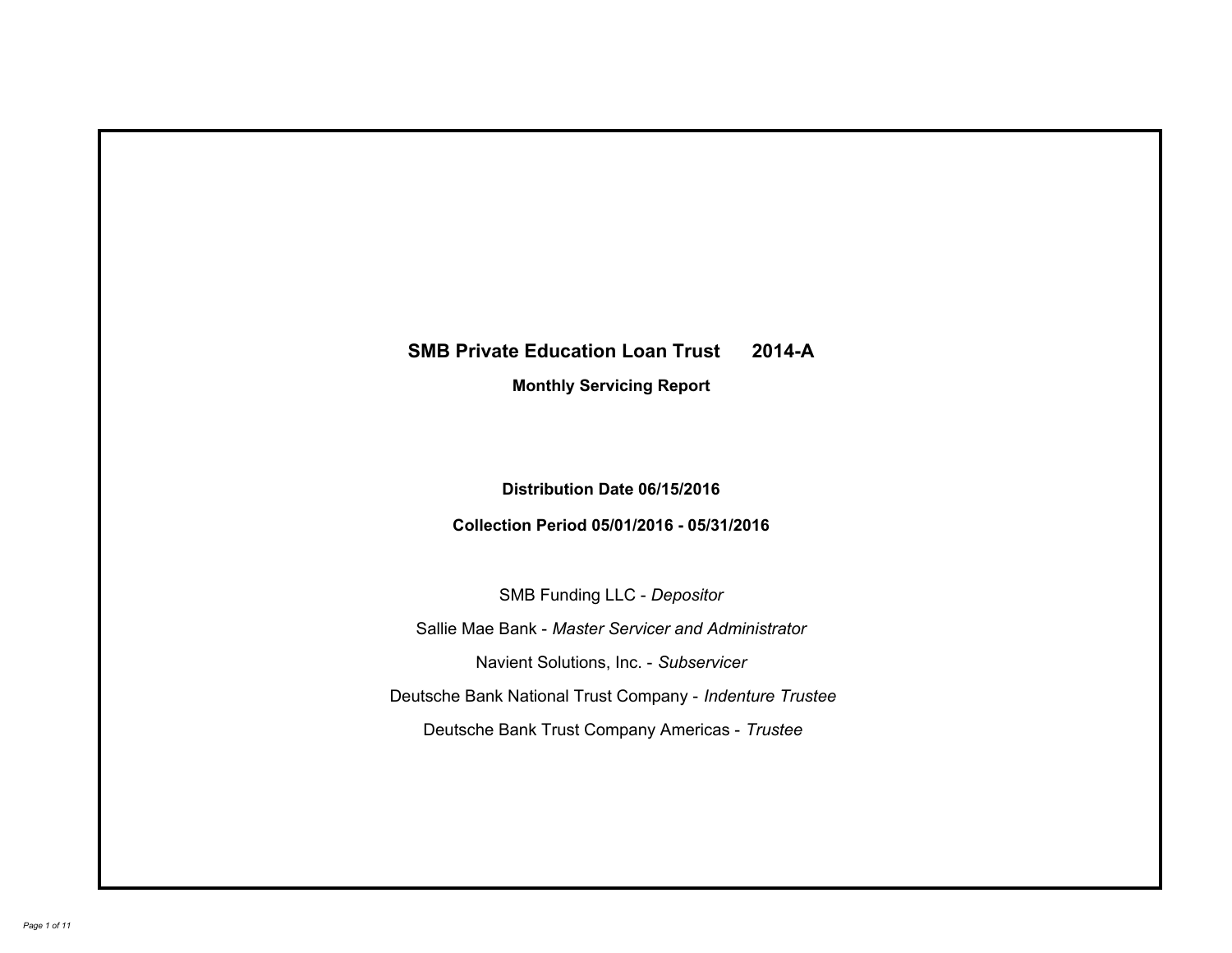# SMB Private Education Loan Trust 2014-A

## Monthly Servicing Report

**Distribution Date 06/15/2016**

**Collection Period 05/01/2016 - 05/31/2016**

SMB Funding LLC - *Depositor*

Sallie Mae Bank - *Master Servicer and Administrator*

Navient Solutions, Inc. - *Subservicer*

Deutsche Bank National Trust Company - *Indenture Trustee*

Deutsche Bank Trust Company Americas - *Trustee*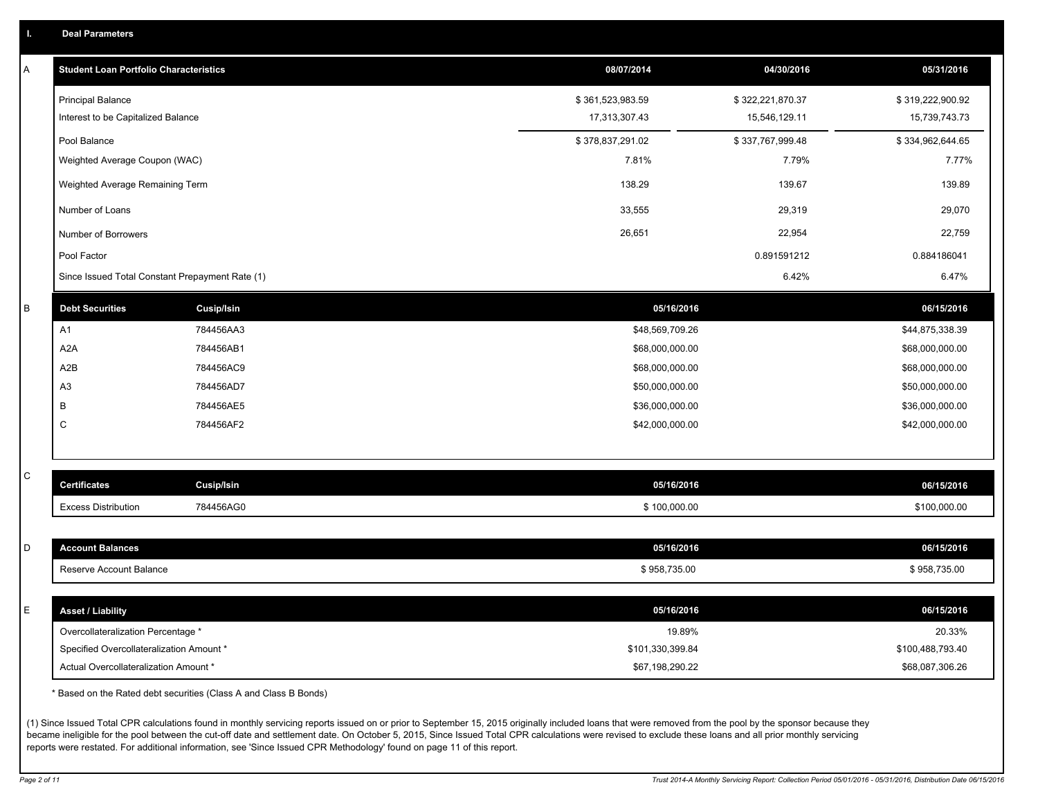## I. Deal Parameters

### A

| Student Loan Portfolio Characteristics | 08/07/2014 | 04/30/2016 | 05/31/2016 |
|---|---|---|---|
| Principal Balance | $ 361,523,983.59 | $ 322,221,870.37 | $ 319,222,900.92 |
| Interest to be Capitalized Balance | 17,313,307.43 | 15,546,129.11 | 15,739,743.73 |
| Pool Balance | $ 378,837,291.02 | $ 337,767,999.48 | $ 334,962,644.65 |
| Weighted Average Coupon (WAC) | 7.81% | 7.79% | 7.77% |
| Weighted Average Remaining Term | 138.29 | 139.67 | 139.89 |
| Number of Loans | 33,555 | 29,319 | 29,070 |
| Number of Borrowers | 26,651 | 22,954 | 22,759 |
| Pool Factor | | 0.891591212 | 0.884186041 |
| Since Issued Total Constant Prepayment Rate (1) | | 6.42% | 6.47% |

### B

| Debt Securities | Cusip/Isin | 05/16/2016 | 06/15/2016 |
|---|---|---|---|
| A1 | 784456AA3 | $48,569,709.26 | $44,875,338.39 |
| A2A | 784456AB1 | $68,000,000.00 | $68,000,000.00 |
| A2B | 784456AC9 | $68,000,000.00 | $68,000,000.00 |
| A3 | 784456AD7 | $50,000,000.00 | $50,000,000.00 |
| B | 784456AE5 | $36,000,000.00 | $36,000,000.00 |
| C | 784456AF2 | $42,000,000.00 | $42,000,000.00 |

### C

| Certificates | Cusip/Isin | 05/16/2016 | 06/15/2016 |
|---|---|---|---|
| Excess Distribution | 784456AG0 | $ 100,000.00 | $100,000.00 |

### D

| Account Balances | 05/16/2016 | 06/15/2016 |
|---|---|---|
| Reserve Account Balance | $ 958,735.00 | $ 958,735.00 |

### E

| Asset / Liability | 05/16/2016 | 06/15/2016 |
|---|---|---|
| Overcollateralization Percentage * | 19.89% | 20.33% |
| Specified Overcollateralization Amount * | $101,330,399.84 | $100,488,793.40 |
| Actual Overcollateralization Amount * | $67,198,290.22 | $68,087,306.26 |

* Based on the Rated debt securities (Class A and Class B Bonds)

(1) Since Issued Total CPR calculations found in monthly servicing reports issued on or prior to September 15, 2015 originally included loans that were removed from the pool by the sponsor because they became ineligible for the pool between the cut-off date and settlement date. On October 5, 2015, Since Issued Total CPR calculations were revised to exclude these loans and all prior monthly servicing reports were restated. For additional information, see 'Since Issued CPR Methodology' found on page 11 of this report.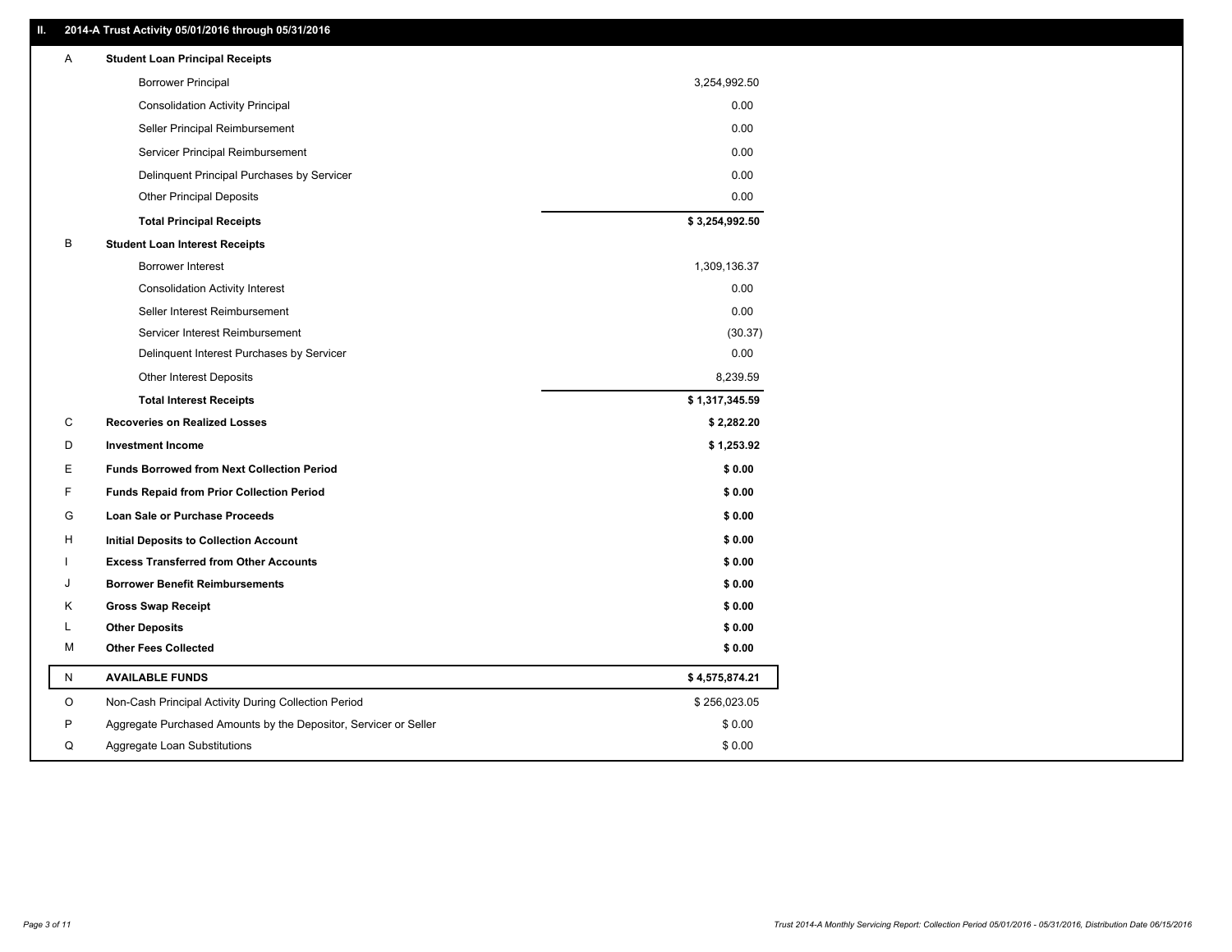## II. 2014-A Trust Activity 05/01/2016 through 05/31/2016

| | | |
|---|---|---|
| A | **Student Loan Principal Receipts** | |
| | Borrower Principal | 3,254,992.50 |
| | Consolidation Activity Principal | 0.00 |
| | Seller Principal Reimbursement | 0.00 |
| | Servicer Principal Reimbursement | 0.00 |
| | Delinquent Principal Purchases by Servicer | 0.00 |
| | Other Principal Deposits | 0.00 |
| | **Total Principal Receipts** | **$ 3,254,992.50** |
| B | **Student Loan Interest Receipts** | |
| | Borrower Interest | 1,309,136.37 |
| | Consolidation Activity Interest | 0.00 |
| | Seller Interest Reimbursement | 0.00 |
| | Servicer Interest Reimbursement | (30.37) |
| | Delinquent Interest Purchases by Servicer | 0.00 |
| | Other Interest Deposits | 8,239.59 |
| | **Total Interest Receipts** | **$ 1,317,345.59** |
| C | **Recoveries on Realized Losses** | **$ 2,282.20** |
| D | **Investment Income** | **$ 1,253.92** |
| E | **Funds Borrowed from Next Collection Period** | **$ 0.00** |
| F | **Funds Repaid from Prior Collection Period** | **$ 0.00** |
| G | **Loan Sale or Purchase Proceeds** | **$ 0.00** |
| H | **Initial Deposits to Collection Account** | **$ 0.00** |
| I | **Excess Transferred from Other Accounts** | **$ 0.00** |
| J | **Borrower Benefit Reimbursements** | **$ 0.00** |
| K | **Gross Swap Receipt** | **$ 0.00** |
| L | **Other Deposits** | **$ 0.00** |
| M | **Other Fees Collected** | **$ 0.00** |
| N | **AVAILABLE FUNDS** | **$ 4,575,874.21** |
| O | Non-Cash Principal Activity During Collection Period | $ 256,023.05 |
| P | Aggregate Purchased Amounts by the Depositor, Servicer or Seller | $ 0.00 |
| Q | Aggregate Loan Substitutions | $ 0.00 |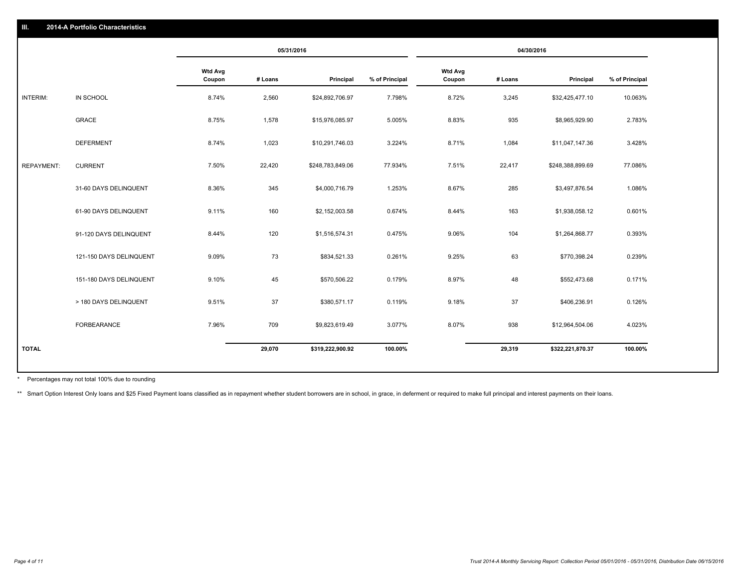## III. 2014-A Portfolio Characteristics

| | | 05/31/2016 | | | | 04/30/2016 | | | |
|---|---|---|---|---|---|---|---|---|---|
| | | Wtd Avg Coupon | # Loans | Principal | % of Principal | Wtd Avg Coupon | # Loans | Principal | % of Principal |
| INTERIM: | IN SCHOOL | 8.74% | 2,560 | $24,892,706.97 | 7.798% | 8.72% | 3,245 | $32,425,477.10 | 10.063% |
| | GRACE | 8.75% | 1,578 | $15,976,085.97 | 5.005% | 8.83% | 935 | $8,965,929.90 | 2.783% |
| | DEFERMENT | 8.74% | 1,023 | $10,291,746.03 | 3.224% | 8.71% | 1,084 | $11,047,147.36 | 3.428% |
| REPAYMENT: | CURRENT | 7.50% | 22,420 | $248,783,849.06 | 77.934% | 7.51% | 22,417 | $248,388,899.69 | 77.086% |
| | 31-60 DAYS DELINQUENT | 8.36% | 345 | $4,000,716.79 | 1.253% | 8.67% | 285 | $3,497,876.54 | 1.086% |
| | 61-90 DAYS DELINQUENT | 9.11% | 160 | $2,152,003.58 | 0.674% | 8.44% | 163 | $1,938,058.12 | 0.601% |
| | 91-120 DAYS DELINQUENT | 8.44% | 120 | $1,516,574.31 | 0.475% | 9.06% | 104 | $1,264,868.77 | 0.393% |
| | 121-150 DAYS DELINQUENT | 9.09% | 73 | $834,521.33 | 0.261% | 9.25% | 63 | $770,398.24 | 0.239% |
| | 151-180 DAYS DELINQUENT | 9.10% | 45 | $570,506.22 | 0.179% | 8.97% | 48 | $552,473.68 | 0.171% |
| | > 180 DAYS DELINQUENT | 9.51% | 37 | $380,571.17 | 0.119% | 9.18% | 37 | $406,236.91 | 0.126% |
| | FORBEARANCE | 7.96% | 709 | $9,823,619.49 | 3.077% | 8.07% | 938 | $12,964,504.06 | 4.023% |
| **TOTAL** | | | **29,070** | **$319,222,900.92** | **100.00%** | | **29,319** | **$322,221,870.37** | **100.00%** |

\* Percentages may not total 100% due to rounding

\*\* Smart Option Interest Only loans and $25 Fixed Payment loans classified as in repayment whether student borrowers are in school, in grace, in deferment or required to make full principal and interest payments on their loans.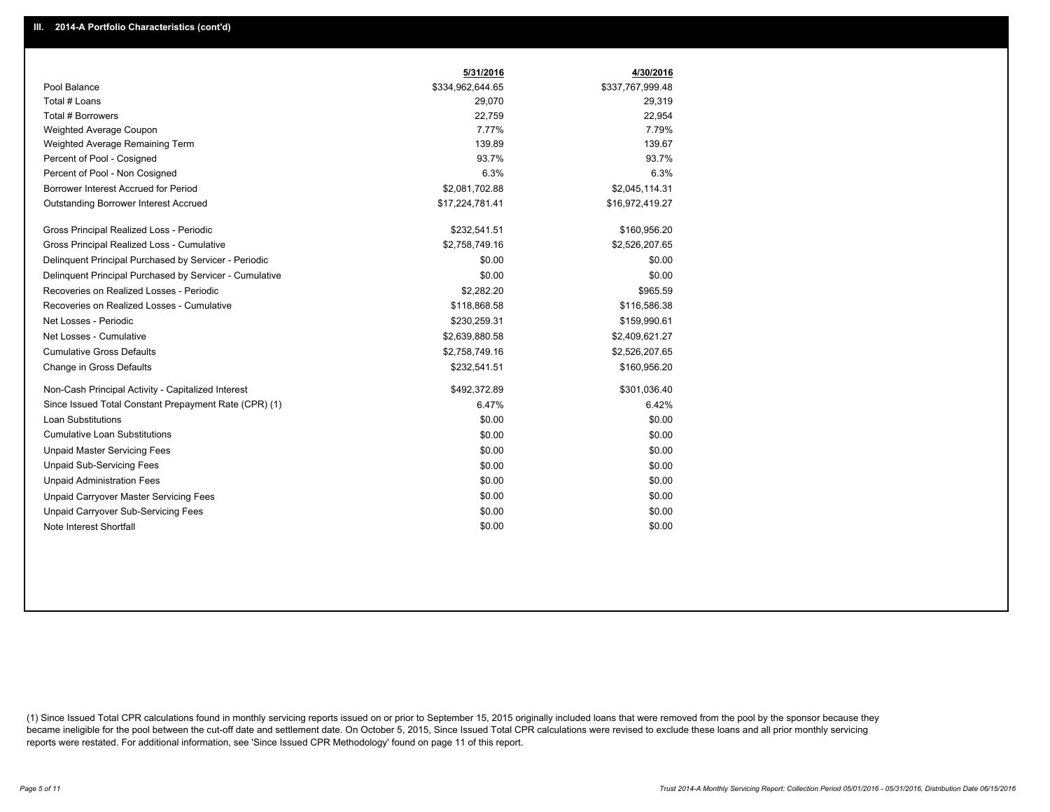## III. 2014-A Portfolio Characteristics (cont'd)

| | 5/31/2016 | 4/30/2016 |
|---|---|---|
| Pool Balance | $334,962,644.65 | $337,767,999.48 |
| Total # Loans | 29,070 | 29,319 |
| Total # Borrowers | 22,759 | 22,954 |
| Weighted Average Coupon | 7.77% | 7.79% |
| Weighted Average Remaining Term | 139.89 | 139.67 |
| Percent of Pool - Cosigned | 93.7% | 93.7% |
| Percent of Pool - Non Cosigned | 6.3% | 6.3% |
| Borrower Interest Accrued for Period | $2,081,702.88 | $2,045,114.31 |
| Outstanding Borrower Interest Accrued | $17,224,781.41 | $16,972,419.27 |
| Gross Principal Realized Loss - Periodic | $232,541.51 | $160,956.20 |
| Gross Principal Realized Loss - Cumulative | $2,758,749.16 | $2,526,207.65 |
| Delinquent Principal Purchased by Servicer - Periodic | $0.00 | $0.00 |
| Delinquent Principal Purchased by Servicer - Cumulative | $0.00 | $0.00 |
| Recoveries on Realized Losses - Periodic | $2,282.20 | $965.59 |
| Recoveries on Realized Losses - Cumulative | $118,868.58 | $116,586.38 |
| Net Losses - Periodic | $230,259.31 | $159,990.61 |
| Net Losses - Cumulative | $2,639,880.58 | $2,409,621.27 |
| Cumulative Gross Defaults | $2,758,749.16 | $2,526,207.65 |
| Change in Gross Defaults | $232,541.51 | $160,956.20 |
| Non-Cash Principal Activity - Capitalized Interest | $492,372.89 | $301,036.40 |
| Since Issued Total Constant Prepayment Rate (CPR) (1) | 6.47% | 6.42% |
| Loan Substitutions | $0.00 | $0.00 |
| Cumulative Loan Substitutions | $0.00 | $0.00 |
| Unpaid Master Servicing Fees | $0.00 | $0.00 |
| Unpaid Sub-Servicing Fees | $0.00 | $0.00 |
| Unpaid Administration Fees | $0.00 | $0.00 |
| Unpaid Carryover Master Servicing Fees | $0.00 | $0.00 |
| Unpaid Carryover Sub-Servicing Fees | $0.00 | $0.00 |
| Note Interest Shortfall | $0.00 | $0.00 |

(1) Since Issued Total CPR calculations found in monthly servicing reports issued on or prior to September 15, 2015 originally included loans that were removed from the pool by the sponsor because they became ineligible for the pool between the cut-off date and settlement date. On October 5, 2015, Since Issued Total CPR calculations were revised to exclude these loans and all prior monthly servicing reports were restated. For additional information, see 'Since Issued CPR Methodology' found on page 11 of this report.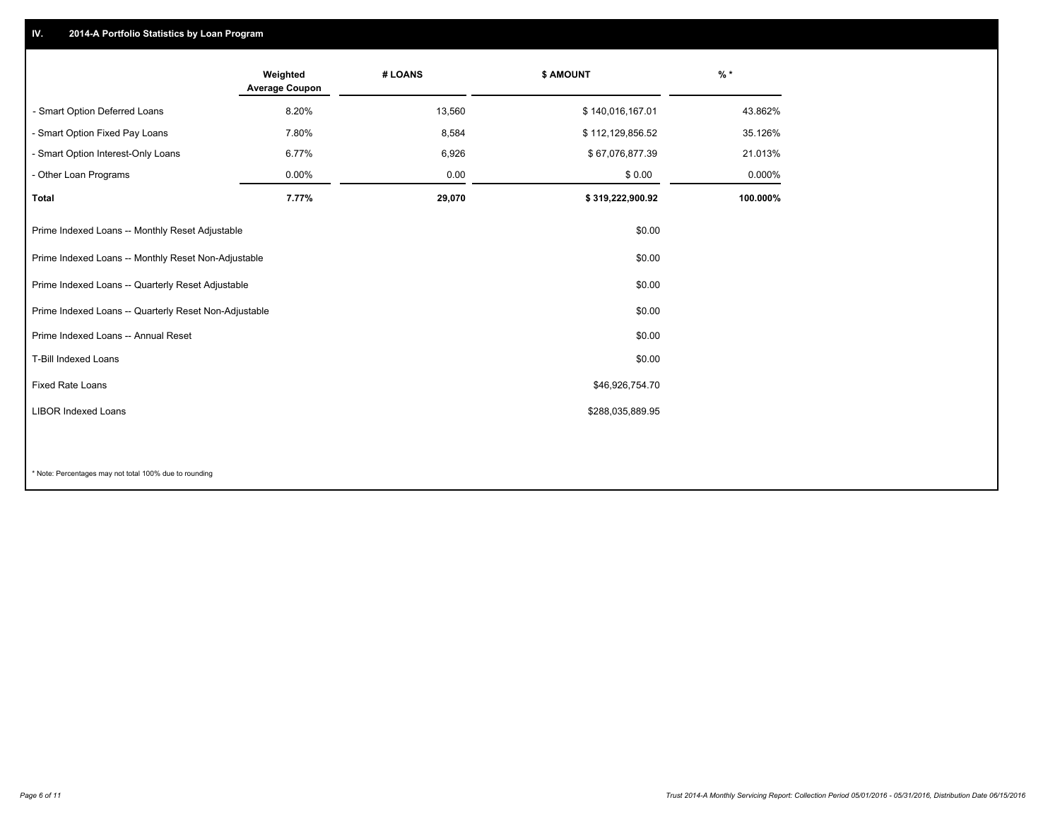## IV. 2014-A Portfolio Statistics by Loan Program

| | Weighted Average Coupon | # LOANS | $ AMOUNT | % * |
|---|---|---|---|---|
| - Smart Option Deferred Loans | 8.20% | 13,560 | $ 140,016,167.01 | 43.862% |
| - Smart Option Fixed Pay Loans | 7.80% | 8,584 | $ 112,129,856.52 | 35.126% |
| - Smart Option Interest-Only Loans | 6.77% | 6,926 | $ 67,076,877.39 | 21.013% |
| - Other Loan Programs | 0.00% | 0.00 | $ 0.00 | 0.000% |
| **Total** | **7.77%** | **29,070** | **$ 319,222,900.92** | **100.000%** |

| | |
|---|---|
| Prime Indexed Loans -- Monthly Reset Adjustable | $0.00 |
| Prime Indexed Loans -- Monthly Reset Non-Adjustable | $0.00 |
| Prime Indexed Loans -- Quarterly Reset Adjustable | $0.00 |
| Prime Indexed Loans -- Quarterly Reset Non-Adjustable | $0.00 |
| Prime Indexed Loans -- Annual Reset | $0.00 |
| T-Bill Indexed Loans | $0.00 |
| Fixed Rate Loans | $46,926,754.70 |
| LIBOR Indexed Loans | $288,035,889.95 |

\* Note: Percentages may not total 100% due to rounding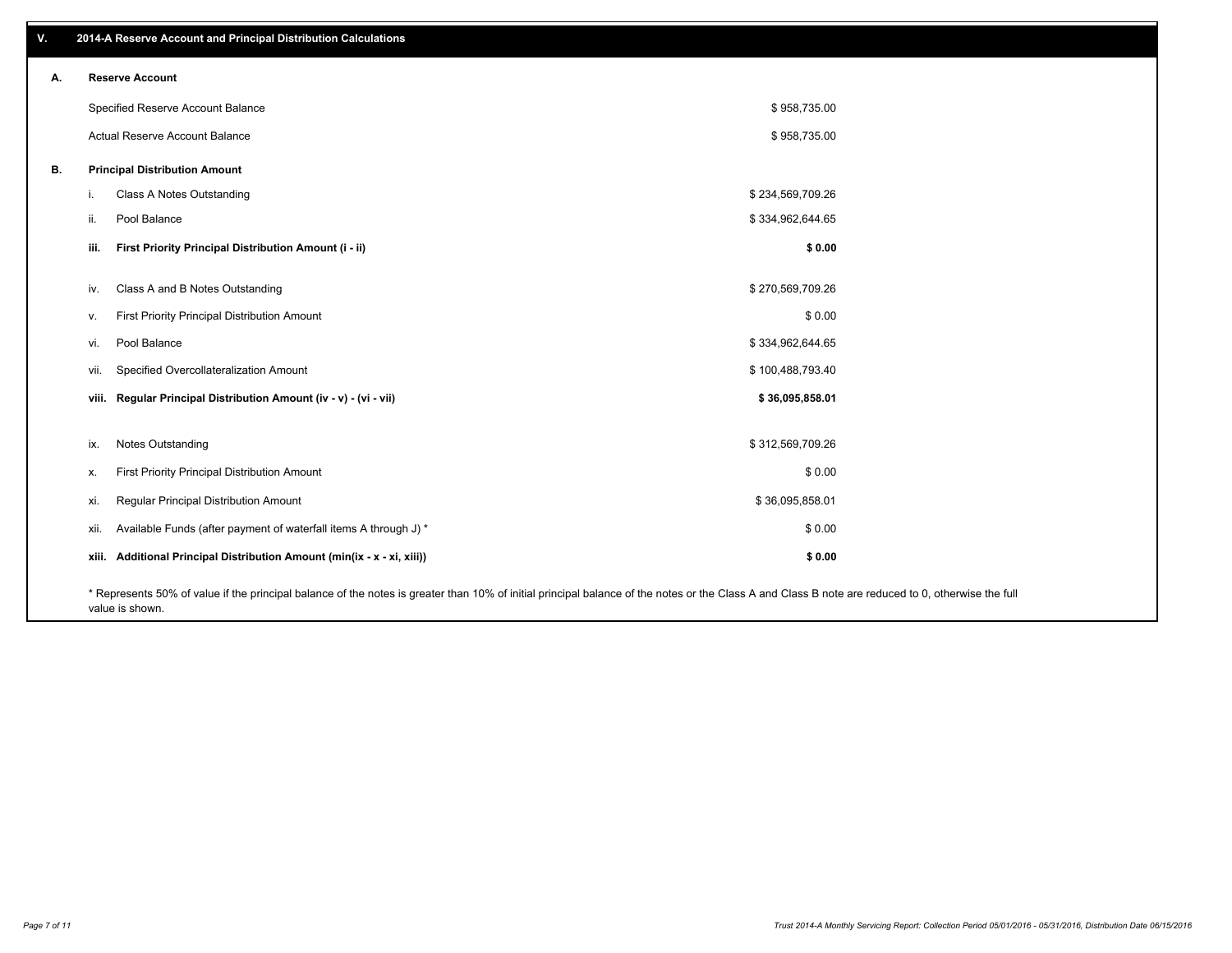## V. 2014-A Reserve Account and Principal Distribution Calculations

### A. Reserve Account

| | |
|---|---|
| Specified Reserve Account Balance | $ 958,735.00 |
| Actual Reserve Account Balance | $ 958,735.00 |

### B. Principal Distribution Amount

| | | |
|---|---|---|
| i. | Class A Notes Outstanding | $ 234,569,709.26 |
| ii. | Pool Balance | $ 334,962,644.65 |
| **iii.** | **First Priority Principal Distribution Amount (i - ii)** | **$ 0.00** |
| iv. | Class A and B Notes Outstanding | $ 270,569,709.26 |
| v. | First Priority Principal Distribution Amount | $ 0.00 |
| vi. | Pool Balance | $ 334,962,644.65 |
| vii. | Specified Overcollateralization Amount | $ 100,488,793.40 |
| **viii.** | **Regular Principal Distribution Amount (iv - v) - (vi - vii)** | **$ 36,095,858.01** |
| ix. | Notes Outstanding | $ 312,569,709.26 |
| x. | First Priority Principal Distribution Amount | $ 0.00 |
| xi. | Regular Principal Distribution Amount | $ 36,095,858.01 |
| xii. | Available Funds (after payment of waterfall items A through J) * | $ 0.00 |
| **xiii.** | **Additional Principal Distribution Amount (min(ix - x - xi, xiii))** | **$ 0.00** |

* Represents 50% of value if the principal balance of the notes is greater than 10% of initial principal balance of the notes or the Class A and Class B note are reduced to 0, otherwise the full value is shown.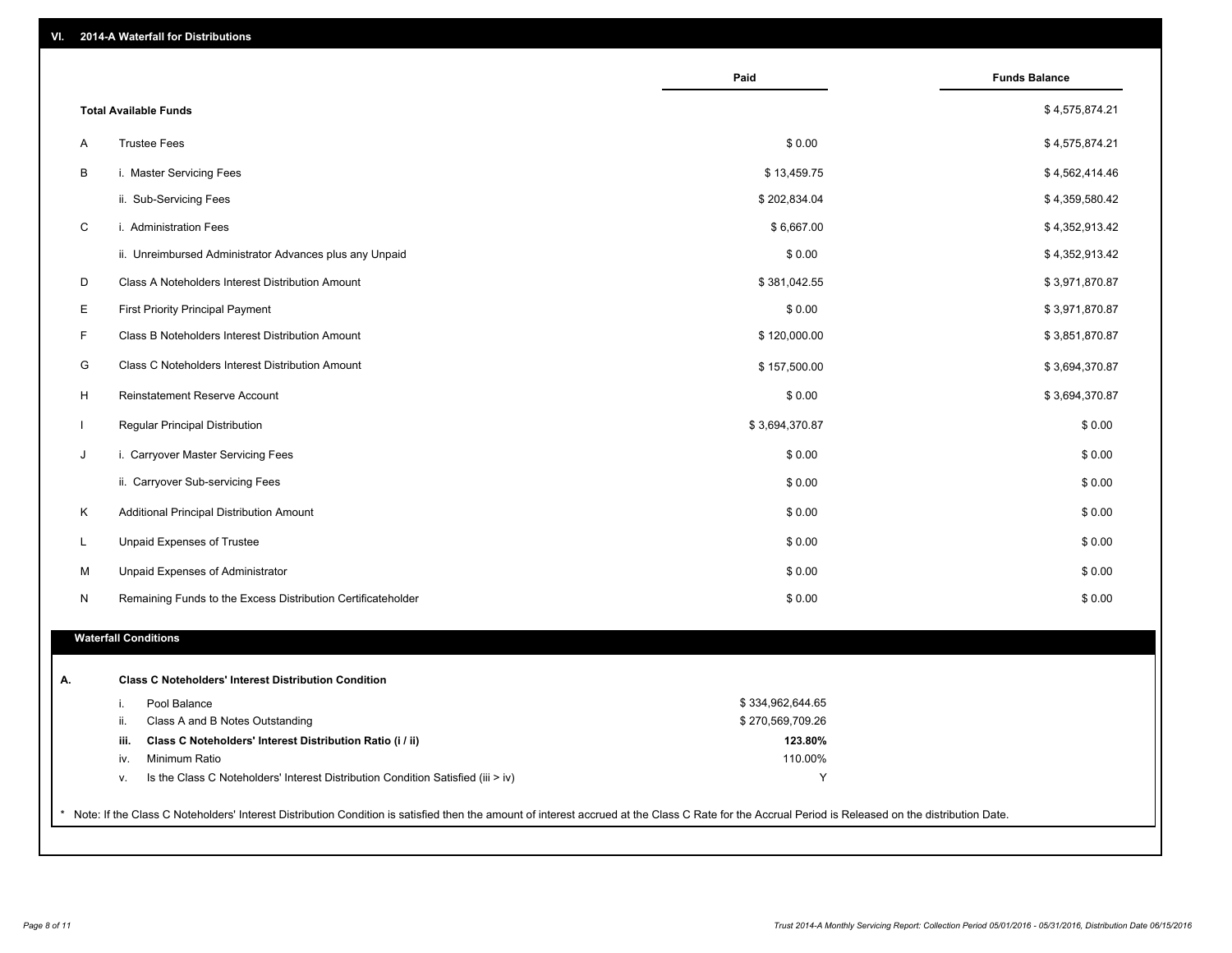## VI. 2014-A Waterfall for Distributions

| | | Paid | Funds Balance |
|---|---|---|---|
| | **Total Available Funds** | | $ 4,575,874.21 |
| A | Trustee Fees | $ 0.00 | $ 4,575,874.21 |
| B | i. Master Servicing Fees | $ 13,459.75 | $ 4,562,414.46 |
| | ii. Sub-Servicing Fees | $ 202,834.04 | $ 4,359,580.42 |
| C | i. Administration Fees | $ 6,667.00 | $ 4,352,913.42 |
| | ii. Unreimbursed Administrator Advances plus any Unpaid | $ 0.00 | $ 4,352,913.42 |
| D | Class A Noteholders Interest Distribution Amount | $ 381,042.55 | $ 3,971,870.87 |
| E | First Priority Principal Payment | $ 0.00 | $ 3,971,870.87 |
| F | Class B Noteholders Interest Distribution Amount | $ 120,000.00 | $ 3,851,870.87 |
| G | Class C Noteholders Interest Distribution Amount | $ 157,500.00 | $ 3,694,370.87 |
| H | Reinstatement Reserve Account | $ 0.00 | $ 3,694,370.87 |
| I | Regular Principal Distribution | $ 3,694,370.87 | $ 0.00 |
| J | i. Carryover Master Servicing Fees | $ 0.00 | $ 0.00 |
| | ii. Carryover Sub-servicing Fees | $ 0.00 | $ 0.00 |
| K | Additional Principal Distribution Amount | $ 0.00 | $ 0.00 |
| L | Unpaid Expenses of Trustee | $ 0.00 | $ 0.00 |
| M | Unpaid Expenses of Administrator | $ 0.00 | $ 0.00 |
| N | Remaining Funds to the Excess Distribution Certificateholder | $ 0.00 | $ 0.00 |

### Waterfall Conditions

**A. Class C Noteholders' Interest Distribution Condition**

| | | |
|---|---|---|
| i. | Pool Balance | $ 334,962,644.65 |
| ii. | Class A and B Notes Outstanding | $ 270,569,709.26 |
| **iii.** | **Class C Noteholders' Interest Distribution Ratio (i / ii)** | **123.80%** |
| iv. | Minimum Ratio | 110.00% |
| v. | Is the Class C Noteholders' Interest Distribution Condition Satisfied (iii > iv) | Y |

* Note: If the Class C Noteholders' Interest Distribution Condition is satisfied then the amount of interest accrued at the Class C Rate for the Accrual Period is Released on the distribution Date.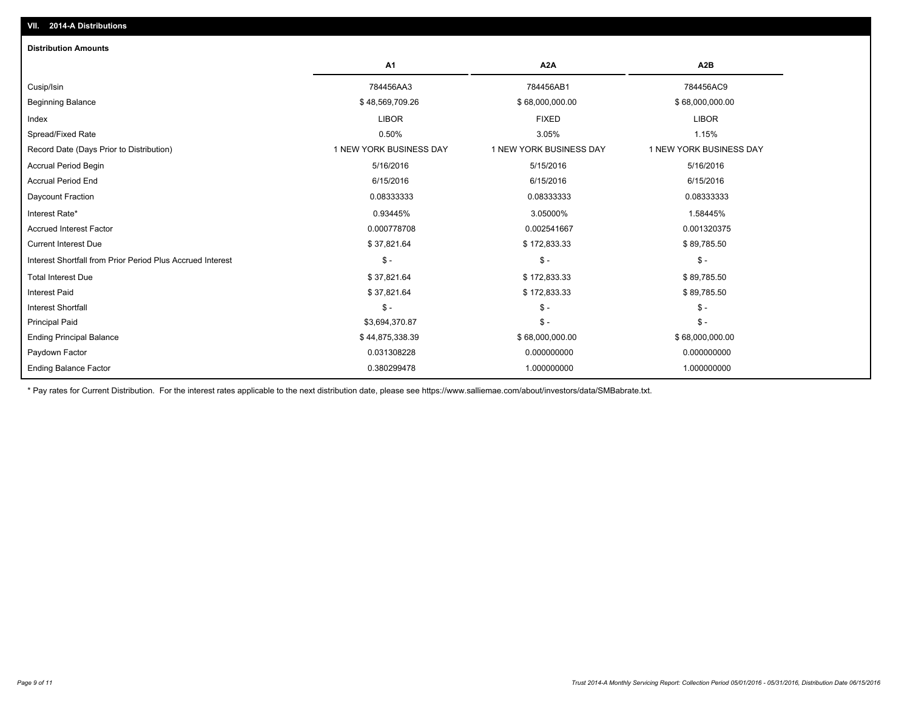## VII. 2014-A Distributions

### Distribution Amounts

| | A1 | A2A | A2B |
|---|---|---|---|
| Cusip/Isin | 784456AA3 | 784456AB1 | 784456AC9 |
| Beginning Balance | $ 48,569,709.26 | $ 68,000,000.00 | $ 68,000,000.00 |
| Index | LIBOR | FIXED | LIBOR |
| Spread/Fixed Rate | 0.50% | 3.05% | 1.15% |
| Record Date (Days Prior to Distribution) | 1 NEW YORK BUSINESS DAY | 1 NEW YORK BUSINESS DAY | 1 NEW YORK BUSINESS DAY |
| Accrual Period Begin | 5/16/2016 | 5/15/2016 | 5/16/2016 |
| Accrual Period End | 6/15/2016 | 6/15/2016 | 6/15/2016 |
| Daycount Fraction | 0.08333333 | 0.08333333 | 0.08333333 |
| Interest Rate* | 0.93445% | 3.05000% | 1.58445% |
| Accrued Interest Factor | 0.000778708 | 0.002541667 | 0.001320375 |
| Current Interest Due | $ 37,821.64 | $ 172,833.33 | $ 89,785.50 |
| Interest Shortfall from Prior Period Plus Accrued Interest | $ - | $ - | $ - |
| Total Interest Due | $ 37,821.64 | $ 172,833.33 | $ 89,785.50 |
| Interest Paid | $ 37,821.64 | $ 172,833.33 | $ 89,785.50 |
| Interest Shortfall | $ - | $ - | $ - |
| Principal Paid | $3,694,370.87 | $ - | $ - |
| Ending Principal Balance | $ 44,875,338.39 | $ 68,000,000.00 | $ 68,000,000.00 |
| Paydown Factor | 0.031308228 | 0.000000000 | 0.000000000 |
| Ending Balance Factor | 0.380299478 | 1.000000000 | 1.000000000 |

* Pay rates for Current Distribution. For the interest rates applicable to the next distribution date, please see https://www.salliemae.com/about/investors/data/SMBabrate.txt.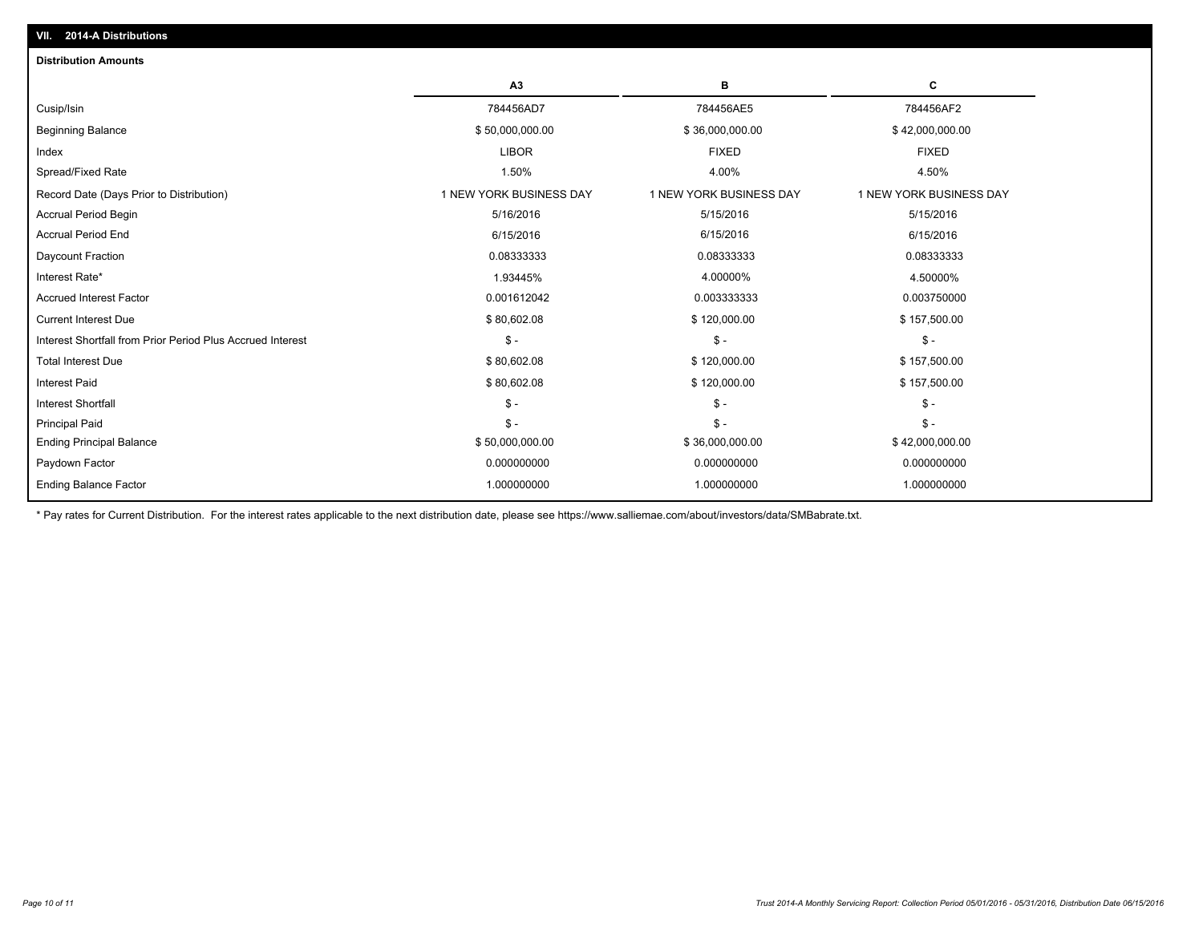## VII. 2014-A Distributions

### Distribution Amounts

| | A3 | B | C |
|---|---|---|---|
| Cusip/Isin | 784456AD7 | 784456AE5 | 784456AF2 |
| Beginning Balance | $ 50,000,000.00 | $ 36,000,000.00 | $ 42,000,000.00 |
| Index | LIBOR | FIXED | FIXED |
| Spread/Fixed Rate | 1.50% | 4.00% | 4.50% |
| Record Date (Days Prior to Distribution) | 1 NEW YORK BUSINESS DAY | 1 NEW YORK BUSINESS DAY | 1 NEW YORK BUSINESS DAY |
| Accrual Period Begin | 5/16/2016 | 5/15/2016 | 5/15/2016 |
| Accrual Period End | 6/15/2016 | 6/15/2016 | 6/15/2016 |
| Daycount Fraction | 0.08333333 | 0.08333333 | 0.08333333 |
| Interest Rate* | 1.93445% | 4.00000% | 4.50000% |
| Accrued Interest Factor | 0.001612042 | 0.003333333 | 0.003750000 |
| Current Interest Due | $ 80,602.08 | $ 120,000.00 | $ 157,500.00 |
| Interest Shortfall from Prior Period Plus Accrued Interest | $ - | $ - | $ - |
| Total Interest Due | $ 80,602.08 | $ 120,000.00 | $ 157,500.00 |
| Interest Paid | $ 80,602.08 | $ 120,000.00 | $ 157,500.00 |
| Interest Shortfall | $ - | $ - | $ - |
| Principal Paid | $ - | $ - | $ - |
| Ending Principal Balance | $ 50,000,000.00 | $ 36,000,000.00 | $ 42,000,000.00 |
| Paydown Factor | 0.000000000 | 0.000000000 | 0.000000000 |
| Ending Balance Factor | 1.000000000 | 1.000000000 | 1.000000000 |

* Pay rates for Current Distribution. For the interest rates applicable to the next distribution date, please see https://www.salliemae.com/about/investors/data/SMBabrate.txt.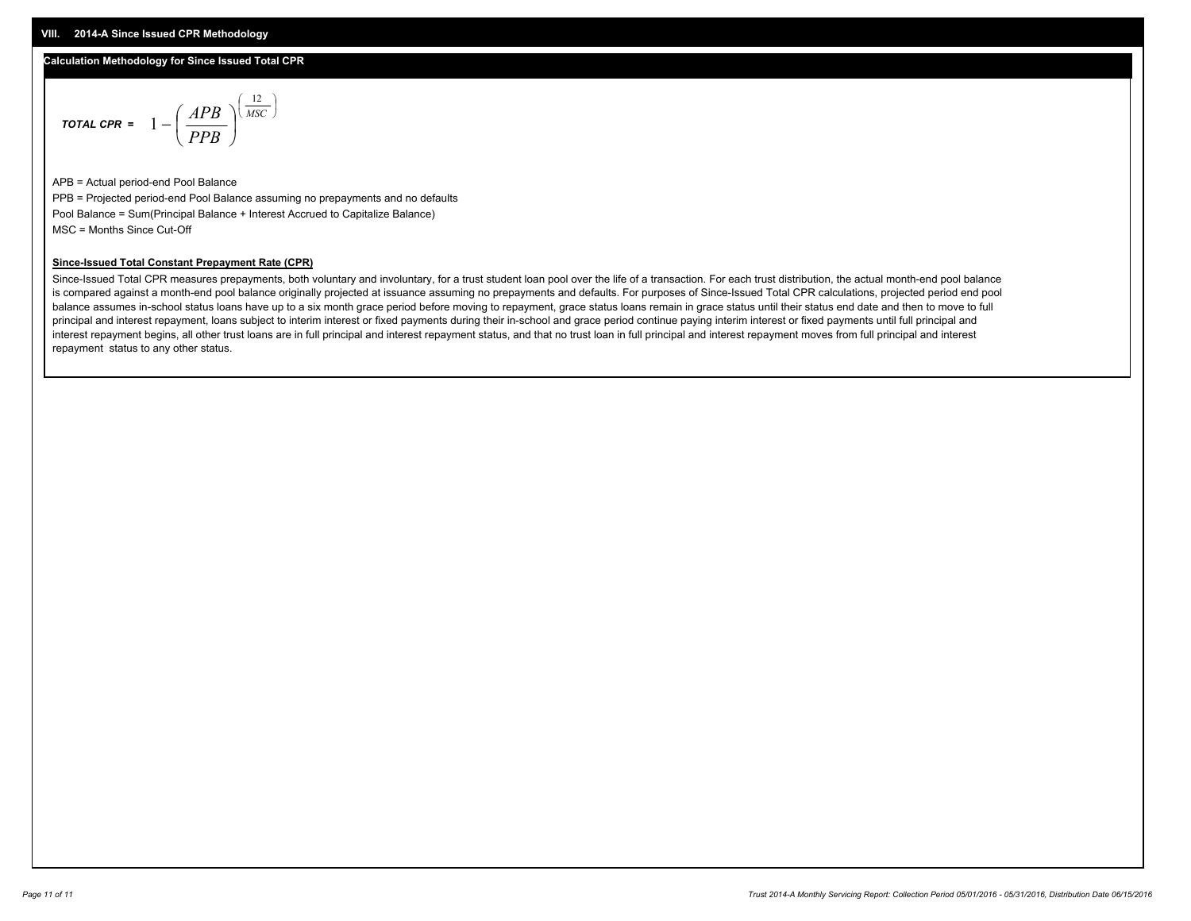## VIII. 2014-A Since Issued CPR Methodology

### Calculation Methodology for Since Issued Total CPR

***TOTAL CPR =*** $$1 - \left( \frac{APB}{PPB} \right)^{\left( \frac{12}{MSC} \right)}$$

APB = Actual period-end Pool Balance

PPB = Projected period-end Pool Balance assuming no prepayments and no defaults

Pool Balance = Sum(Principal Balance + Interest Accrued to Capitalize Balance)

MSC = Months Since Cut-Off

**Since-Issued Total Constant Prepayment Rate (CPR)**

Since-Issued Total CPR measures prepayments, both voluntary and involuntary, for a trust student loan pool over the life of a transaction. For each trust distribution, the actual month-end pool balance is compared against a month-end pool balance originally projected at issuance assuming no prepayments and defaults. For purposes of Since-Issued Total CPR calculations, projected period end pool balance assumes in-school status loans have up to a six month grace period before moving to repayment, grace status loans remain in grace status until their status end date and then to move to full principal and interest repayment, loans subject to interim interest or fixed payments during their in-school and grace period continue paying interim interest or fixed payments until full principal and interest repayment begins, all other trust loans are in full principal and interest repayment status, and that no trust loan in full principal and interest repayment moves from full principal and interest repayment status to any other status.